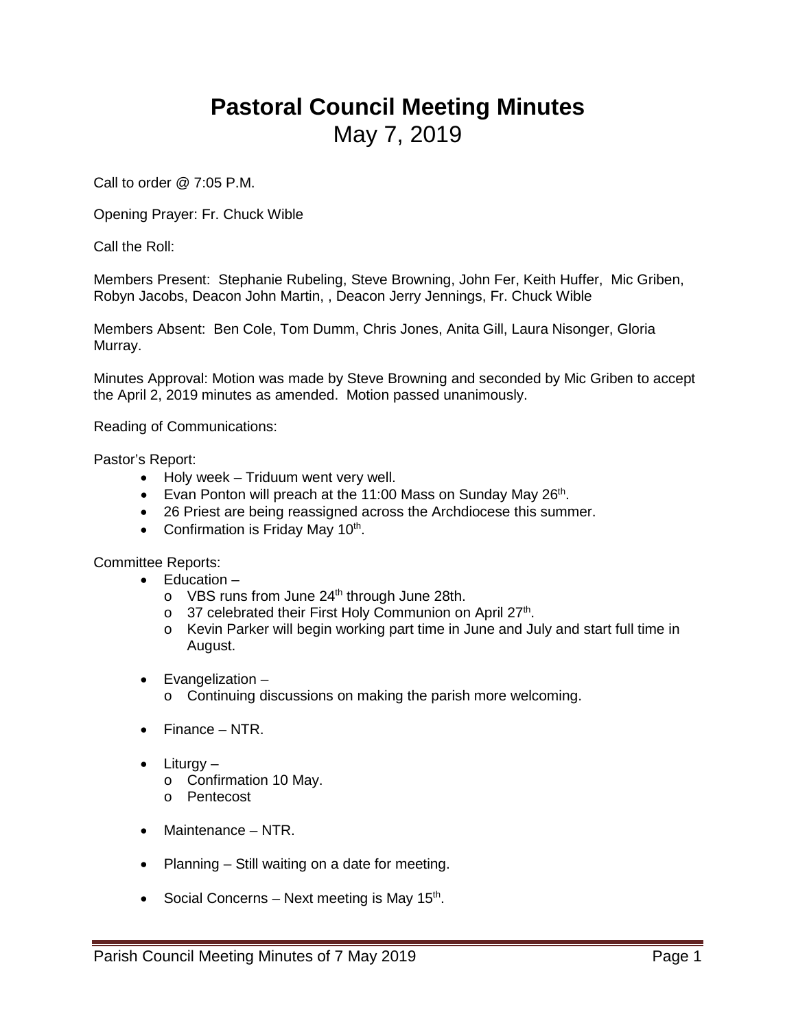# Pastoral Council Meeting Minutes

May 7, 2019

Call to order @ 7:05 P.M.

Opening Prayer: Fr. Chuck Wible

Call the Roll:

Members Present: Stephanie Rubeling, Steve Browning, John Fer, Keith Huffer, Mic Griben, Robyn Jacobs, Deacon John Martin, , Deacon Jerry Jennings, Fr. Chuck Wible

Members Absent: Ben Cole, Tom Dumm, Chris Jones, Anita Gill, Laura Nisonger, Gloria Murray.

Minutes Approval: Motion was made by Steve Browning and seconded by Mic Griben to accept the April 2, 2019 minutes as amended. Motion passed unanimously.

Reading of Communications:

Pastor's Report:

- Holy week – Triduum went very well.
- Evan Ponton will preach at the 11:00 Mass on Sunday May 26th.
- 26 Priest are being reassigned across the Archdiocese this summer.
- Confirmation is Friday May 10th.

Committee Reports:

- Education –
  - VBS runs from June 24th through June 28th.
  - 37 celebrated their First Holy Communion on April 27th.
  - Kevin Parker will begin working part time in June and July and start full time in August.
- Evangelization –
  - Continuing discussions on making the parish more welcoming.
- Finance – NTR.
- Liturgy –
  - Confirmation 10 May.
  - Pentecost
- Maintenance – NTR.
- Planning – Still waiting on a date for meeting.
- Social Concerns – Next meeting is May 15th.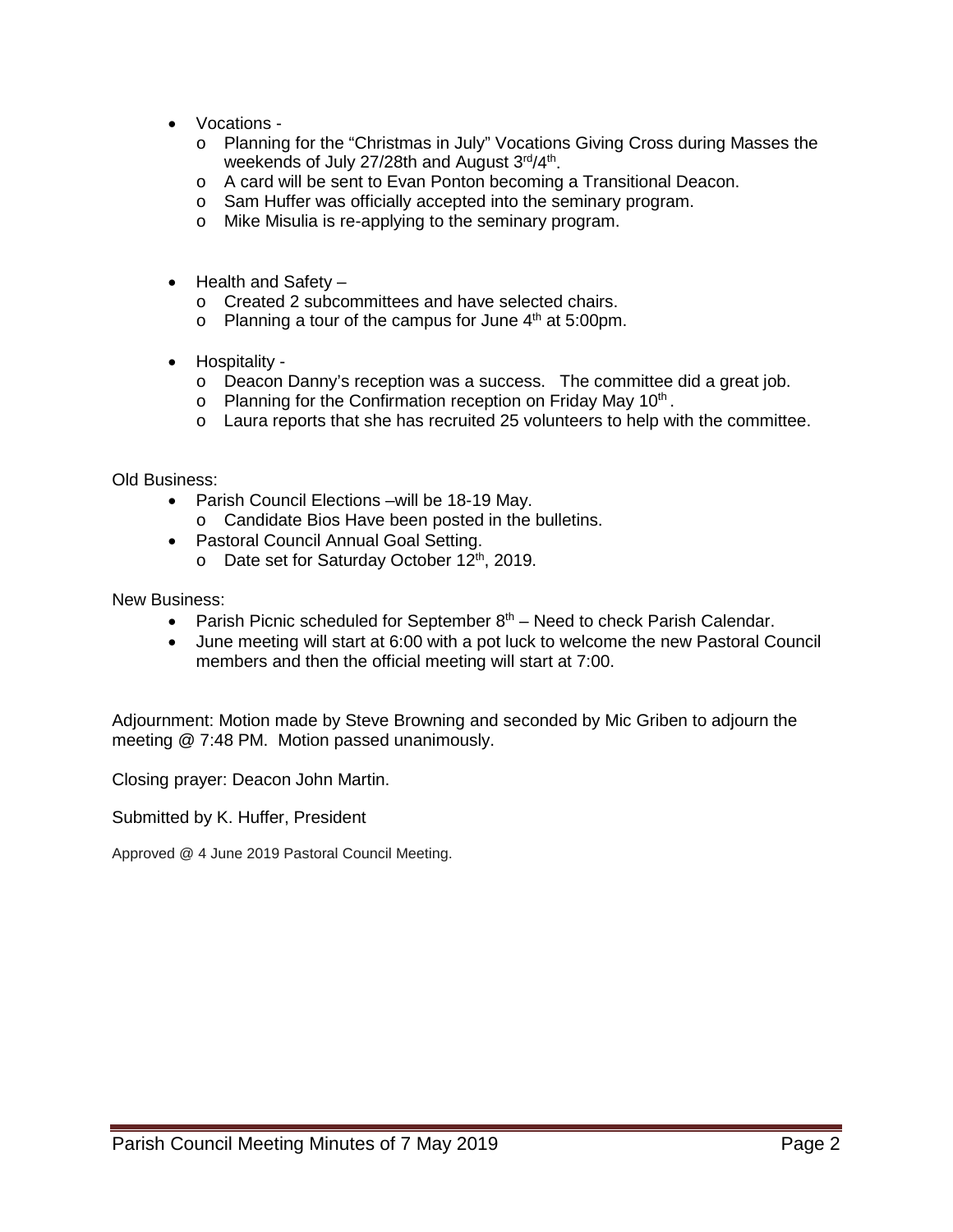- Vocations -
  - Planning for the "Christmas in July" Vocations Giving Cross during Masses the weekends of July 27/28th and August 3rd/4th.
  - A card will be sent to Evan Ponton becoming a Transitional Deacon.
  - Sam Huffer was officially accepted into the seminary program.
  - Mike Misulia is re-applying to the seminary program.

- Health and Safety –
  - Created 2 subcommittees and have selected chairs.
  - Planning a tour of the campus for June 4th at 5:00pm.

- Hospitality -
  - Deacon Danny's reception was a success. The committee did a great job.
  - Planning for the Confirmation reception on Friday May 10th.
  - Laura reports that she has recruited 25 volunteers to help with the committee.

Old Business:

- Parish Council Elections –will be 18-19 May.
  - Candidate Bios Have been posted in the bulletins.
- Pastoral Council Annual Goal Setting.
  - Date set for Saturday October 12th, 2019.

New Business:

- Parish Picnic scheduled for September 8th – Need to check Parish Calendar.
- June meeting will start at 6:00 with a pot luck to welcome the new Pastoral Council members and then the official meeting will start at 7:00.

Adjournment: Motion made by Steve Browning and seconded by Mic Griben to adjourn the meeting @ 7:48 PM. Motion passed unanimously.

Closing prayer: Deacon John Martin.

Submitted by K. Huffer, President

Approved @ 4 June 2019 Pastoral Council Meeting.